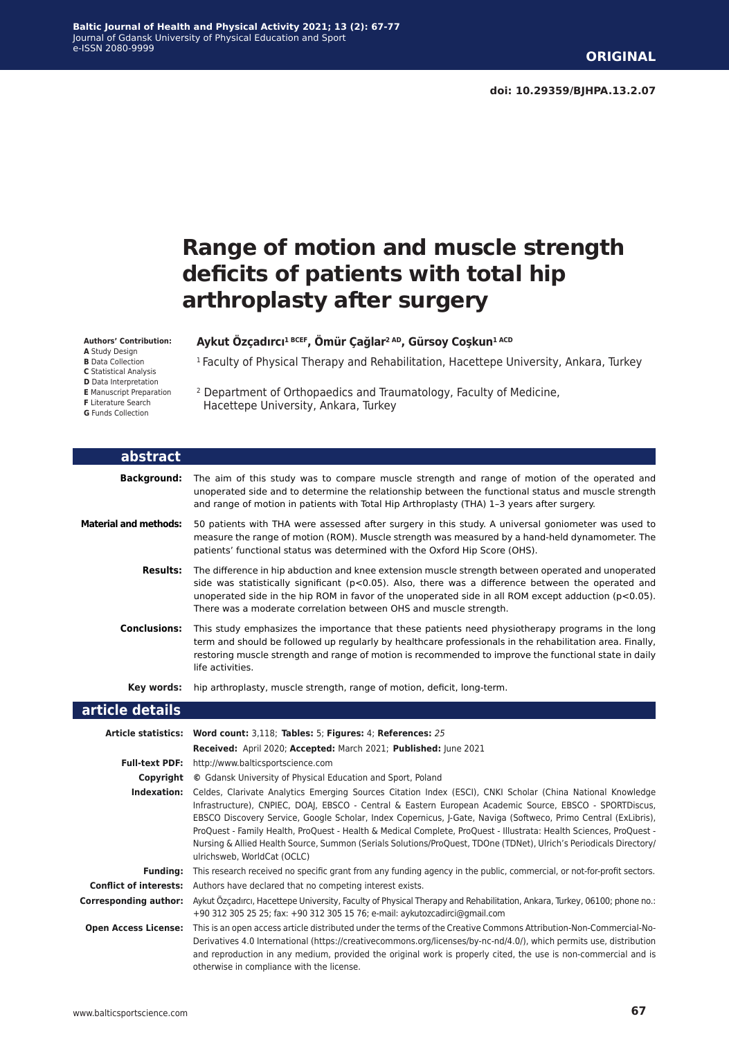**ORIGINAL**

**doi: 10.29359/BJHPA.13.2.07**

# Range of motion and muscle strength deficits of patients with total hip arthroplasty after surgery

**Authors' Contribution:**
**A** Study Design
**B** Data Collection
**C** Statistical Analysis
**D** Data Interpretation
**E** Manuscript Preparation
**F** Literature Search
**G** Funds Collection

**Aykut Özçadırcı[1 BCEF], Ömür Çağlar[2 AD], Gürsoy Coşkun[1 ACD]**

[1] Faculty of Physical Therapy and Rehabilitation, Hacettepe University, Ankara, Turkey

[2] Department of Orthopaedics and Traumatology, Faculty of Medicine, Hacettepe University, Ankara, Turkey

## abstract

**Background:** The aim of this study was to compare muscle strength and range of motion of the operated and unoperated side and to determine the relationship between the functional status and muscle strength and range of motion in patients with Total Hip Arthroplasty (THA) 1–3 years after surgery.

**Material and methods:** 50 patients with THA were assessed after surgery in this study. A universal goniometer was used to measure the range of motion (ROM). Muscle strength was measured by a hand-held dynamometer. The patients' functional status was determined with the Oxford Hip Score (OHS).

**Results:** The difference in hip abduction and knee extension muscle strength between operated and unoperated side was statistically significant ($p<0.05$). Also, there was a difference between the operated and unoperated side in the hip ROM in favor of the unoperated side in all ROM except adduction ($p<0.05$). There was a moderate correlation between OHS and muscle strength.

**Conclusions:** This study emphasizes the importance that these patients need physiotherapy programs in the long term and should be followed up regularly by healthcare professionals in the rehabilitation area. Finally, restoring muscle strength and range of motion is recommended to improve the functional state in daily life activities.

**Key words:** hip arthroplasty, muscle strength, range of motion, deficit, long-term.

## article details

**Article statistics:** **Word count:** 3,118; **Tables:** 5; **Figures:** 4; **References:** *25*
**Received:** April 2020; **Accepted:** March 2021; **Published:** June 2021

**Full-text PDF:** http://www.balticsportscience.com

**Copyright** © Gdansk University of Physical Education and Sport, Poland

**Indexation:** Celdes, Clarivate Analytics Emerging Sources Citation Index (ESCI), CNKI Scholar (China National Knowledge Infrastructure), CNPIEC, DOAJ, EBSCO - Central & Eastern European Academic Source, EBSCO - SPORTDiscus, EBSCO Discovery Service, Google Scholar, Index Copernicus, J-Gate, Naviga (Softweco, Primo Central (ExLibris), ProQuest - Family Health, ProQuest - Health & Medical Complete, ProQuest - Illustrata: Health Sciences, ProQuest - Nursing & Allied Health Source, Summon (Serials Solutions/ProQuest, TDOne (TDNet), Ulrich's Periodicals Directory/ulrichsweb, WorldCat (OCLC)

**Funding:** This research received no specific grant from any funding agency in the public, commercial, or not-for-profit sectors.

**Conflict of interests:** Authors have declared that no competing interest exists.

**Corresponding author:** Aykut Özçadırcı, Hacettepe University, Faculty of Physical Therapy and Rehabilitation, Ankara, Turkey, 06100; phone no.: +90 312 305 25 25; fax: +90 312 305 15 76; e-mail: aykutozcadirci@gmail.com

**Open Access License:** This is an open access article distributed under the terms of the Creative Commons Attribution-Non-Commercial-No-Derivatives 4.0 International (https://creativecommons.org/licenses/by-nc-nd/4.0/), which permits use, distribution and reproduction in any medium, provided the original work is properly cited, the use is non-commercial and is otherwise in compliance with the license.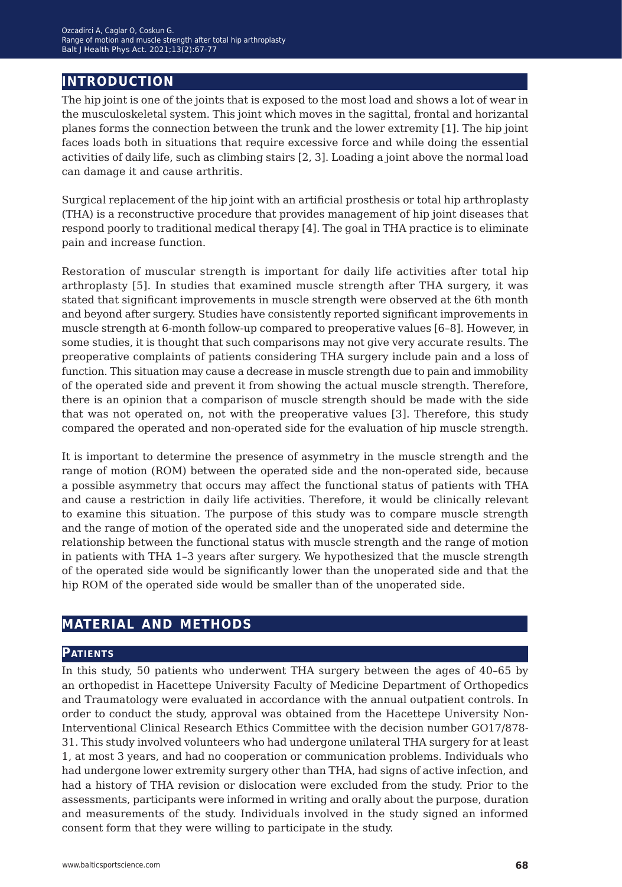## INTRODUCTION

The hip joint is one of the joints that is exposed to the most load and shows a lot of wear in the musculoskeletal system. This joint which moves in the sagittal, frontal and horizantal planes forms the connection between the trunk and the lower extremity [1]. The hip joint faces loads both in situations that require excessive force and while doing the essential activities of daily life, such as climbing stairs [2, 3]. Loading a joint above the normal load can damage it and cause arthritis.

Surgical replacement of the hip joint with an artificial prosthesis or total hip arthroplasty (THA) is a reconstructive procedure that provides management of hip joint diseases that respond poorly to traditional medical therapy [4]. The goal in THA practice is to eliminate pain and increase function.

Restoration of muscular strength is important for daily life activities after total hip arthroplasty [5]. In studies that examined muscle strength after THA surgery, it was stated that significant improvements in muscle strength were observed at the 6th month and beyond after surgery. Studies have consistently reported significant improvements in muscle strength at 6-month follow-up compared to preoperative values [6–8]. However, in some studies, it is thought that such comparisons may not give very accurate results. The preoperative complaints of patients considering THA surgery include pain and a loss of function. This situation may cause a decrease in muscle strength due to pain and immobility of the operated side and prevent it from showing the actual muscle strength. Therefore, there is an opinion that a comparison of muscle strength should be made with the side that was not operated on, not with the preoperative values [3]. Therefore, this study compared the operated and non-operated side for the evaluation of hip muscle strength.

It is important to determine the presence of asymmetry in the muscle strength and the range of motion (ROM) between the operated side and the non-operated side, because a possible asymmetry that occurs may affect the functional status of patients with THA and cause a restriction in daily life activities. Therefore, it would be clinically relevant to examine this situation. The purpose of this study was to compare muscle strength and the range of motion of the operated side and the unoperated side and determine the relationship between the functional status with muscle strength and the range of motion in patients with THA 1–3 years after surgery. We hypothesized that the muscle strength of the operated side would be significantly lower than the unoperated side and that the hip ROM of the operated side would be smaller than of the unoperated side.

## MATERIAL AND METHODS

### Patients

In this study, 50 patients who underwent THA surgery between the ages of 40–65 by an orthopedist in Hacettepe University Faculty of Medicine Department of Orthopedics and Traumatology were evaluated in accordance with the annual outpatient controls. In order to conduct the study, approval was obtained from the Hacettepe University Non-Interventional Clinical Research Ethics Committee with the decision number GO17/878-31. This study involved volunteers who had undergone unilateral THA surgery for at least 1, at most 3 years, and had no cooperation or communication problems. Individuals who had undergone lower extremity surgery other than THA, had signs of active infection, and had a history of THA revision or dislocation were excluded from the study. Prior to the assessments, participants were informed in writing and orally about the purpose, duration and measurements of the study. Individuals involved in the study signed an informed consent form that they were willing to participate in the study.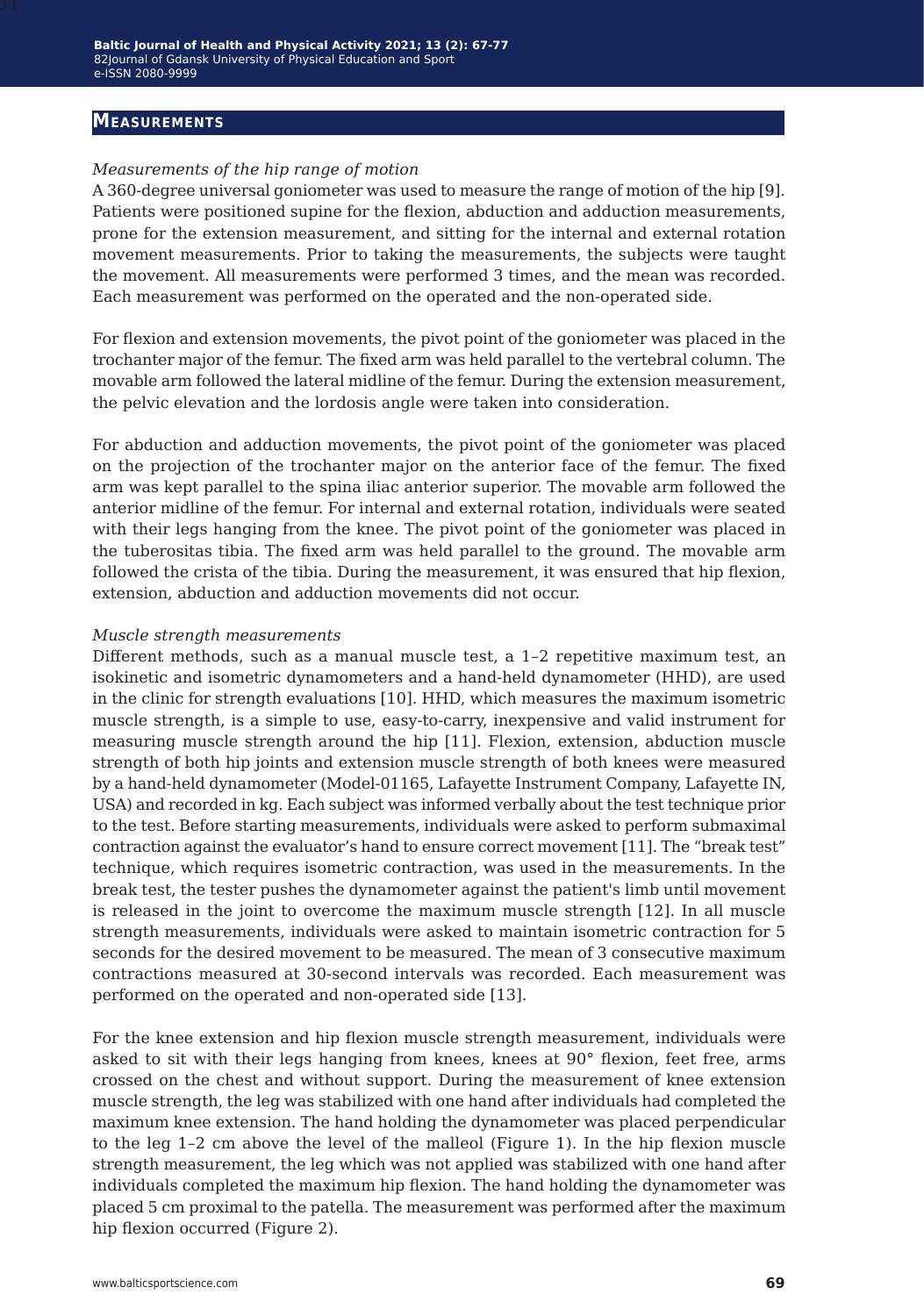## Measurements

*Measurements of the hip range of motion*

A 360-degree universal goniometer was used to measure the range of motion of the hip [9]. Patients were positioned supine for the flexion, abduction and adduction measurements, prone for the extension measurement, and sitting for the internal and external rotation movement measurements. Prior to taking the measurements, the subjects were taught the movement. All measurements were performed 3 times, and the mean was recorded. Each measurement was performed on the operated and the non-operated side.

For flexion and extension movements, the pivot point of the goniometer was placed in the trochanter major of the femur. The fixed arm was held parallel to the vertebral column. The movable arm followed the lateral midline of the femur. During the extension measurement, the pelvic elevation and the lordosis angle were taken into consideration.

For abduction and adduction movements, the pivot point of the goniometer was placed on the projection of the trochanter major on the anterior face of the femur. The fixed arm was kept parallel to the spina iliac anterior superior. The movable arm followed the anterior midline of the femur. For internal and external rotation, individuals were seated with their legs hanging from the knee. The pivot point of the goniometer was placed in the tuberositas tibia. The fixed arm was held parallel to the ground. The movable arm followed the crista of the tibia. During the measurement, it was ensured that hip flexion, extension, abduction and adduction movements did not occur.

*Muscle strength measurements*

Different methods, such as a manual muscle test, a 1–2 repetitive maximum test, an isokinetic and isometric dynamometers and a hand-held dynamometer (HHD), are used in the clinic for strength evaluations [10]. HHD, which measures the maximum isometric muscle strength, is a simple to use, easy-to-carry, inexpensive and valid instrument for measuring muscle strength around the hip [11]. Flexion, extension, abduction muscle strength of both hip joints and extension muscle strength of both knees were measured by a hand-held dynamometer (Model-01165, Lafayette Instrument Company, Lafayette IN, USA) and recorded in kg. Each subject was informed verbally about the test technique prior to the test. Before starting measurements, individuals were asked to perform submaximal contraction against the evaluator's hand to ensure correct movement [11]. The "break test" technique, which requires isometric contraction, was used in the measurements. In the break test, the tester pushes the dynamometer against the patient's limb until movement is released in the joint to overcome the maximum muscle strength [12]. In all muscle strength measurements, individuals were asked to maintain isometric contraction for 5 seconds for the desired movement to be measured. The mean of 3 consecutive maximum contractions measured at 30-second intervals was recorded. Each measurement was performed on the operated and non-operated side [13].

For the knee extension and hip flexion muscle strength measurement, individuals were asked to sit with their legs hanging from knees, knees at 90° flexion, feet free, arms crossed on the chest and without support. During the measurement of knee extension muscle strength, the leg was stabilized with one hand after individuals had completed the maximum knee extension. The hand holding the dynamometer was placed perpendicular to the leg 1–2 cm above the level of the malleol (Figure 1). In the hip flexion muscle strength measurement, the leg which was not applied was stabilized with one hand after individuals completed the maximum hip flexion. The hand holding the dynamometer was placed 5 cm proximal to the patella. The measurement was performed after the maximum hip flexion occurred (Figure 2).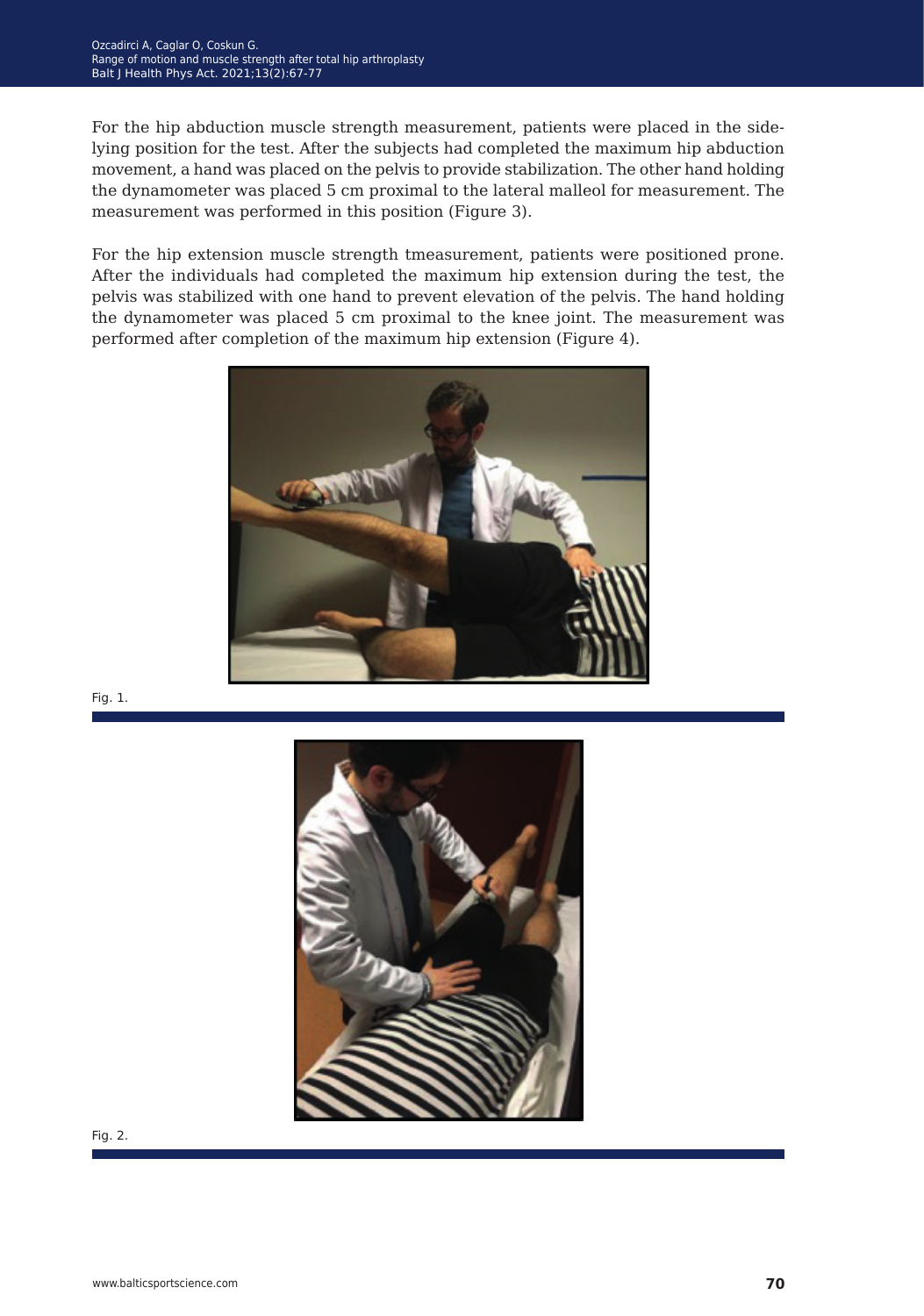For the hip abduction muscle strength measurement, patients were placed in the side-lying position for the test. After the subjects had completed the maximum hip abduction movement, a hand was placed on the pelvis to provide stabilization. The other hand holding the dynamometer was placed 5 cm proximal to the lateral malleol for measurement. The measurement was performed in this position (Figure 3).

For the hip extension muscle strength tmeasurement, patients were positioned prone. After the individuals had completed the maximum hip extension during the test, the pelvis was stabilized with one hand to prevent elevation of the pelvis. The hand holding the dynamometer was placed 5 cm proximal to the knee joint. The measurement was performed after completion of the maximum hip extension (Figure 4).

Fig. 1.

Fig. 2.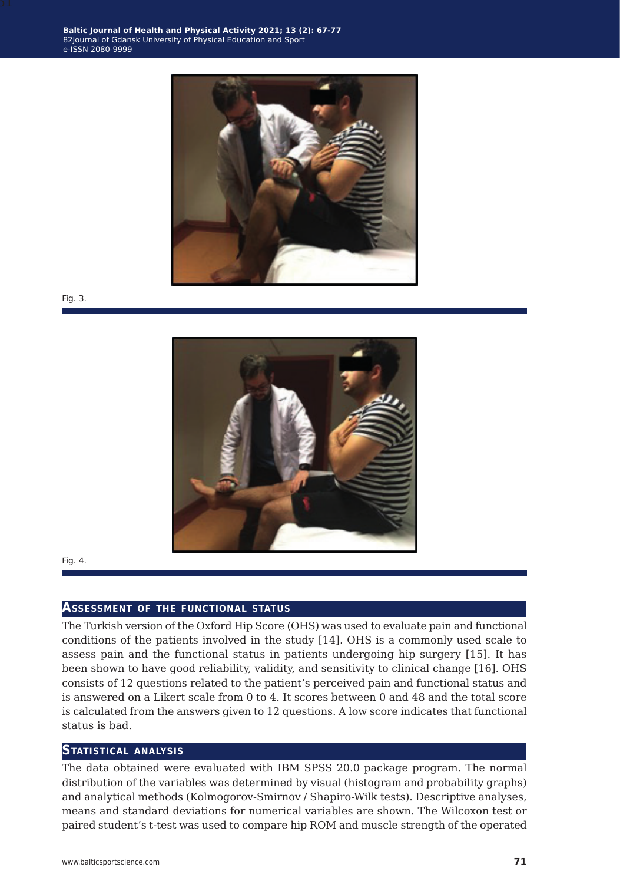Fig. 3.

Fig. 4.

## Assessment of the functional status

The Turkish version of the Oxford Hip Score (OHS) was used to evaluate pain and functional conditions of the patients involved in the study [14]. OHS is a commonly used scale to assess pain and the functional status in patients undergoing hip surgery [15]. It has been shown to have good reliability, validity, and sensitivity to clinical change [16]. OHS consists of 12 questions related to the patient's perceived pain and functional status and is answered on a Likert scale from 0 to 4. It scores between 0 and 48 and the total score is calculated from the answers given to 12 questions. A low score indicates that functional status is bad.

## Statistical analysis

The data obtained were evaluated with IBM SPSS 20.0 package program. The normal distribution of the variables was determined by visual (histogram and probability graphs) and analytical methods (Kolmogorov-Smirnov / Shapiro-Wilk tests). Descriptive analyses, means and standard deviations for numerical variables are shown. The Wilcoxon test or paired student's t-test was used to compare hip ROM and muscle strength of the operated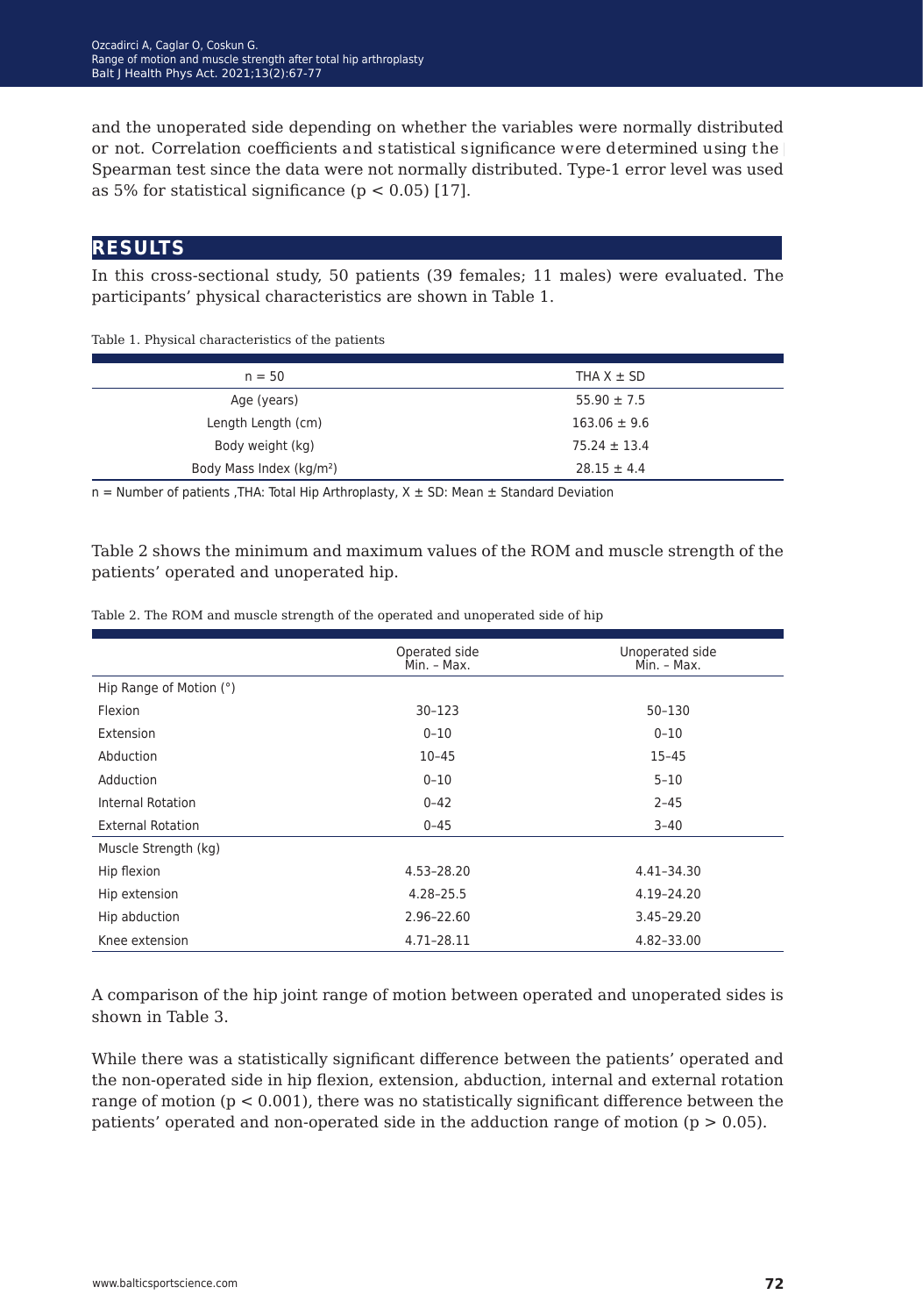and the unoperated side depending on whether the variables were normally distributed or not. Correlation coefficients and statistical significance were determined using the Spearman test since the data were not normally distributed. Type-1 error level was used as 5% for statistical significance ($p < 0.05$) [17].

## RESULTS

In this cross-sectional study, 50 patients (39 females; 11 males) were evaluated. The participants' physical characteristics are shown in Table 1.

Table 1. Physical characteristics of the patients

| n = 50 | THA X ± SD |
|---|---|
| Age (years) | 55.90 ± 7.5 |
| Length Length (cm) | 163.06 ± 9.6 |
| Body weight (kg) | 75.24 ± 13.4 |
| Body Mass Index (kg/m²) | 28.15 ± 4.4 |

n = Number of patients ,THA: Total Hip Arthroplasty, X ± SD: Mean ± Standard Deviation

Table 2 shows the minimum and maximum values of the ROM and muscle strength of the patients' operated and unoperated hip.

Table 2. The ROM and muscle strength of the operated and unoperated side of hip

| | Operated side Min. – Max. | Unoperated side Min. – Max. |
|---|---|---|
| Hip Range of Motion (°) | | |
| Flexion | 30–123 | 50–130 |
| Extension | 0–10 | 0–10 |
| Abduction | 10–45 | 15–45 |
| Adduction | 0–10 | 5–10 |
| Internal Rotation | 0–42 | 2–45 |
| External Rotation | 0–45 | 3–40 |
| Muscle Strength (kg) | | |
| Hip flexion | 4.53–28.20 | 4.41–34.30 |
| Hip extension | 4.28–25.5 | 4.19–24.20 |
| Hip abduction | 2.96–22.60 | 3.45–29.20 |
| Knee extension | 4.71–28.11 | 4.82–33.00 |

A comparison of the hip joint range of motion between operated and unoperated sides is shown in Table 3.

While there was a statistically significant difference between the patients' operated and the non-operated side in hip flexion, extension, abduction, internal and external rotation range of motion ($p < 0.001$), there was no statistically significant difference between the patients' operated and non-operated side in the adduction range of motion ($p > 0.05$).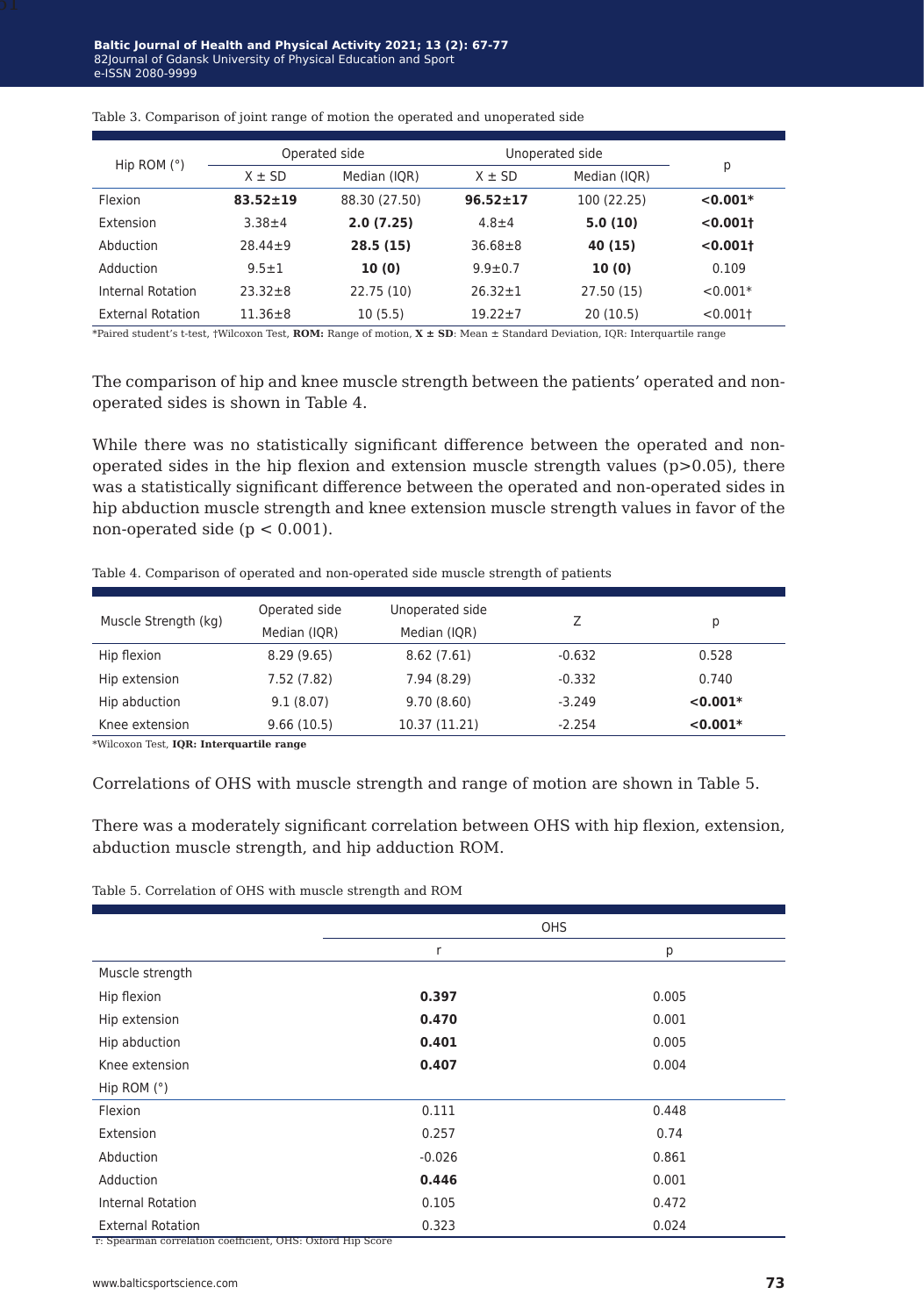Table 3. Comparison of joint range of motion the operated and unoperated side

| Hip ROM (°) | Operated side | | Unoperated side | | p |
|---|---|---|---|---|---|
| | X ± SD | Median (IQR) | X ± SD | Median (IQR) | |
| Flexion | **83.52±19** | 88.30 (27.50) | **96.52±17** | 100 (22.25) | **<0.001*** |
| Extension | 3.38±4 | **2.0 (7.25)** | 4.8±4 | **5.0 (10)** | **<0.001†** |
| Abduction | 28.44±9 | **28.5 (15)** | 36.68±8 | **40 (15)** | **<0.001†** |
| Adduction | 9.5±1 | **10 (0)** | 9.9±0.7 | **10 (0)** | 0.109 |
| Internal Rotation | 23.32±8 | 22.75 (10) | 26.32±1 | 27.50 (15) | <0.001* |
| External Rotation | 11.36±8 | 10 (5.5) | 19.22±7 | 20 (10.5) | <0.001† |

*Paired student's t-test, †Wilcoxon Test, **ROM:** Range of motion, **X ± SD**: Mean ± Standard Deviation, IQR: Interquartile range

The comparison of hip and knee muscle strength between the patients' operated and non-operated sides is shown in Table 4.

While there was no statistically significant difference between the operated and non-operated sides in the hip flexion and extension muscle strength values ($p>0.05$), there was a statistically significant difference between the operated and non-operated sides in hip abduction muscle strength and knee extension muscle strength values in favor of the non-operated side ($p < 0.001$).

Table 4. Comparison of operated and non-operated side muscle strength of patients

| Muscle Strength (kg) | Operated side Median (IQR) | Unoperated side Median (IQR) | Z | p |
|---|---|---|---|---|
| Hip flexion | 8.29 (9.65) | 8.62 (7.61) | -0.632 | 0.528 |
| Hip extension | 7.52 (7.82) | 7.94 (8.29) | -0.332 | 0.740 |
| Hip abduction | 9.1 (8.07) | 9.70 (8.60) | -3.249 | **<0.001*** |
| Knee extension | 9.66 (10.5) | 10.37 (11.21) | -2.254 | **<0.001*** |

*Wilcoxon Test, **IQR: Interquartile range**

Correlations of OHS with muscle strength and range of motion are shown in Table 5.

There was a moderately significant correlation between OHS with hip flexion, extension, abduction muscle strength, and hip adduction ROM.

Table 5. Correlation of OHS with muscle strength and ROM

| | OHS | |
|---|---|---|
| | r | p |
| Muscle strength | | |
| Hip flexion | **0.397** | 0.005 |
| Hip extension | **0.470** | 0.001 |
| Hip abduction | **0.401** | 0.005 |
| Knee extension | **0.407** | 0.004 |
| Hip ROM (°) | | |
| Flexion | 0.111 | 0.448 |
| Extension | 0.257 | 0.74 |
| Abduction | -0.026 | 0.861 |
| Adduction | **0.446** | 0.001 |
| Internal Rotation | 0.105 | 0.472 |
| External Rotation | 0.323 | 0.024 |

r: Spearman correlation coefficient, OHS: Oxford Hip Score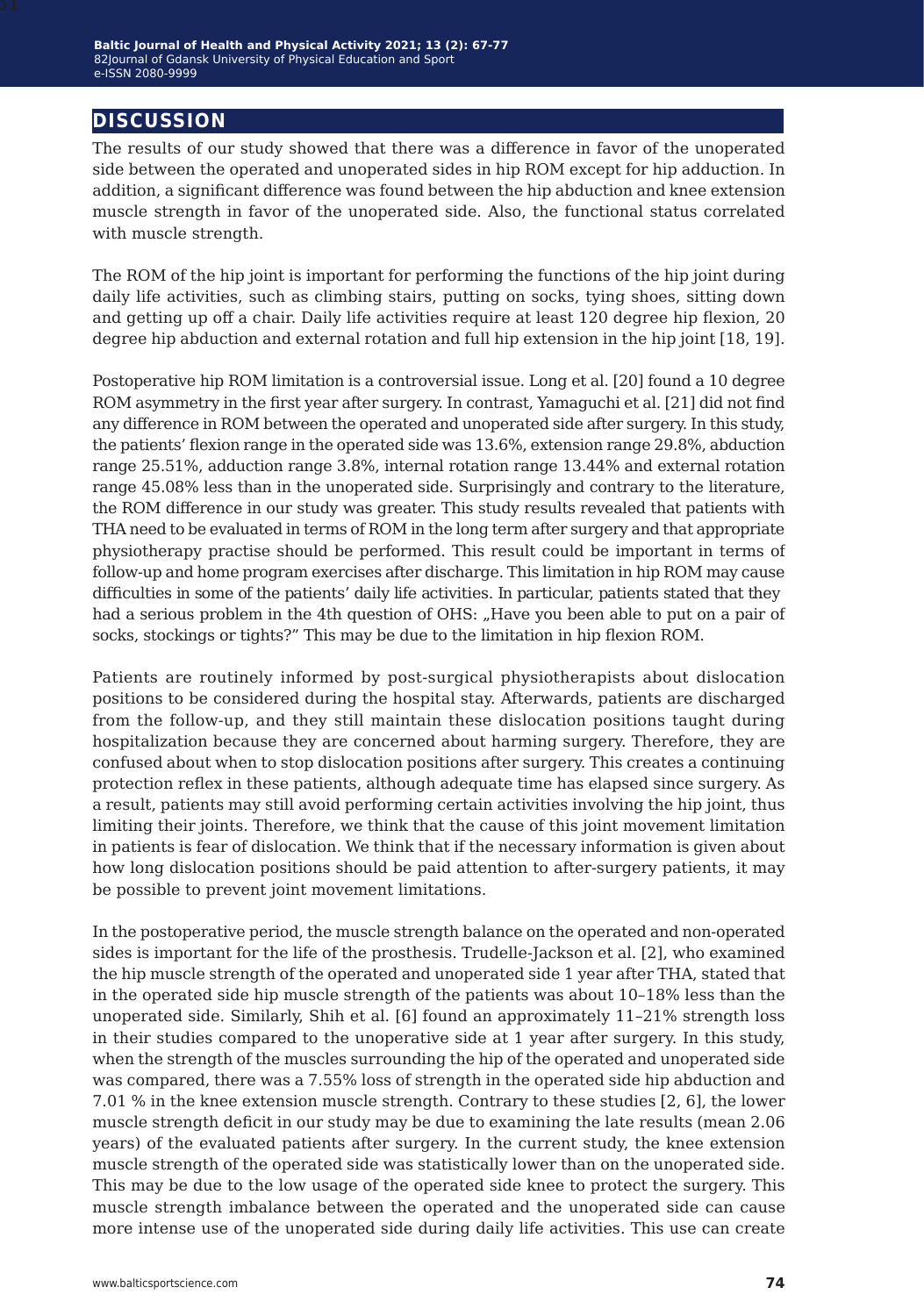## DISCUSSION

The results of our study showed that there was a difference in favor of the unoperated side between the operated and unoperated sides in hip ROM except for hip adduction. In addition, a significant difference was found between the hip abduction and knee extension muscle strength in favor of the unoperated side. Also, the functional status correlated with muscle strength.

The ROM of the hip joint is important for performing the functions of the hip joint during daily life activities, such as climbing stairs, putting on socks, tying shoes, sitting down and getting up off a chair. Daily life activities require at least 120 degree hip flexion, 20 degree hip abduction and external rotation and full hip extension in the hip joint [18, 19].

Postoperative hip ROM limitation is a controversial issue. Long et al. [20] found a 10 degree ROM asymmetry in the first year after surgery. In contrast, Yamaguchi et al. [21] did not find any difference in ROM between the operated and unoperated side after surgery. In this study, the patients' flexion range in the operated side was 13.6%, extension range 29.8%, abduction range 25.51%, adduction range 3.8%, internal rotation range 13.44% and external rotation range 45.08% less than in the unoperated side. Surprisingly and contrary to the literature, the ROM difference in our study was greater. This study results revealed that patients with THA need to be evaluated in terms of ROM in the long term after surgery and that appropriate physiotherapy practise should be performed. This result could be important in terms of follow-up and home program exercises after discharge. This limitation in hip ROM may cause difficulties in some of the patients' daily life activities. In particular, patients stated that they had a serious problem in the 4th question of OHS: „Have you been able to put on a pair of socks, stockings or tights?" This may be due to the limitation in hip flexion ROM.

Patients are routinely informed by post-surgical physiotherapists about dislocation positions to be considered during the hospital stay. Afterwards, patients are discharged from the follow-up, and they still maintain these dislocation positions taught during hospitalization because they are concerned about harming surgery. Therefore, they are confused about when to stop dislocation positions after surgery. This creates a continuing protection reflex in these patients, although adequate time has elapsed since surgery. As a result, patients may still avoid performing certain activities involving the hip joint, thus limiting their joints. Therefore, we think that the cause of this joint movement limitation in patients is fear of dislocation. We think that if the necessary information is given about how long dislocation positions should be paid attention to after-surgery patients, it may be possible to prevent joint movement limitations.

In the postoperative period, the muscle strength balance on the operated and non-operated sides is important for the life of the prosthesis. Trudelle-Jackson et al. [2], who examined the hip muscle strength of the operated and unoperated side 1 year after THA, stated that in the operated side hip muscle strength of the patients was about 10–18% less than the unoperated side. Similarly, Shih et al. [6] found an approximately 11–21% strength loss in their studies compared to the unoperative side at 1 year after surgery. In this study, when the strength of the muscles surrounding the hip of the operated and unoperated side was compared, there was a 7.55% loss of strength in the operated side hip abduction and 7.01 % in the knee extension muscle strength. Contrary to these studies [2, 6], the lower muscle strength deficit in our study may be due to examining the late results (mean 2.06 years) of the evaluated patients after surgery. In the current study, the knee extension muscle strength of the operated side was statistically lower than on the unoperated side. This may be due to the low usage of the operated side knee to protect the surgery. This muscle strength imbalance between the operated and the unoperated side can cause more intense use of the unoperated side during daily life activities. This use can create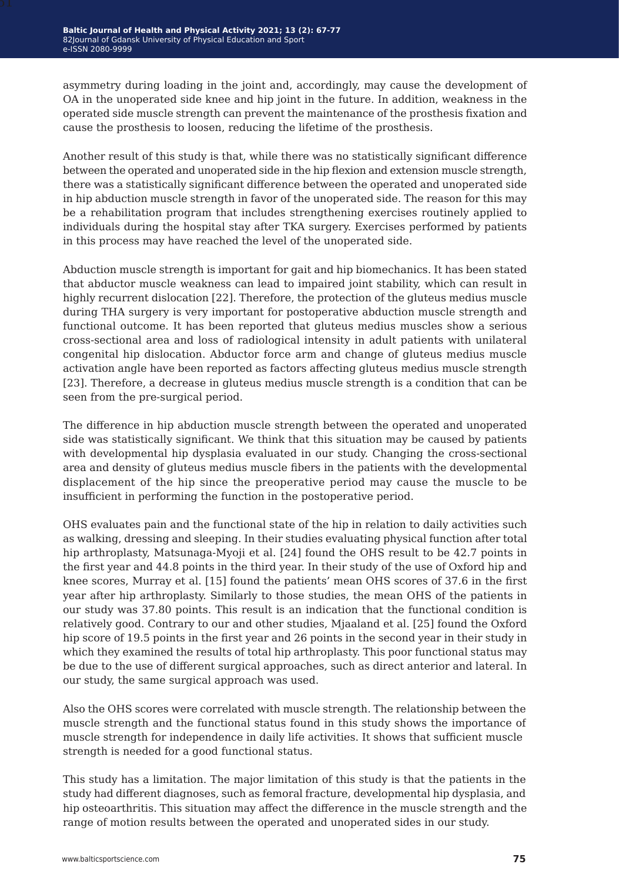asymmetry during loading in the joint and, accordingly, may cause the development of OA in the unoperated side knee and hip joint in the future. In addition, weakness in the operated side muscle strength can prevent the maintenance of the prosthesis fixation and cause the prosthesis to loosen, reducing the lifetime of the prosthesis.

Another result of this study is that, while there was no statistically significant difference between the operated and unoperated side in the hip flexion and extension muscle strength, there was a statistically significant difference between the operated and unoperated side in hip abduction muscle strength in favor of the unoperated side. The reason for this may be a rehabilitation program that includes strengthening exercises routinely applied to individuals during the hospital stay after TKA surgery. Exercises performed by patients in this process may have reached the level of the unoperated side.

Abduction muscle strength is important for gait and hip biomechanics. It has been stated that abductor muscle weakness can lead to impaired joint stability, which can result in highly recurrent dislocation [22]. Therefore, the protection of the gluteus medius muscle during THA surgery is very important for postoperative abduction muscle strength and functional outcome. It has been reported that gluteus medius muscles show a serious cross-sectional area and loss of radiological intensity in adult patients with unilateral congenital hip dislocation. Abductor force arm and change of gluteus medius muscle activation angle have been reported as factors affecting gluteus medius muscle strength [23]. Therefore, a decrease in gluteus medius muscle strength is a condition that can be seen from the pre-surgical period.

The difference in hip abduction muscle strength between the operated and unoperated side was statistically significant. We think that this situation may be caused by patients with developmental hip dysplasia evaluated in our study. Changing the cross-sectional area and density of gluteus medius muscle fibers in the patients with the developmental displacement of the hip since the preoperative period may cause the muscle to be insufficient in performing the function in the postoperative period.

OHS evaluates pain and the functional state of the hip in relation to daily activities such as walking, dressing and sleeping. In their studies evaluating physical function after total hip arthroplasty, Matsunaga-Myoji et al. [24] found the OHS result to be 42.7 points in the first year and 44.8 points in the third year. In their study of the use of Oxford hip and knee scores, Murray et al. [15] found the patients' mean OHS scores of 37.6 in the first year after hip arthroplasty. Similarly to those studies, the mean OHS of the patients in our study was 37.80 points. This result is an indication that the functional condition is relatively good. Contrary to our and other studies, Mjaaland et al. [25] found the Oxford hip score of 19.5 points in the first year and 26 points in the second year in their study in which they examined the results of total hip arthroplasty. This poor functional status may be due to the use of different surgical approaches, such as direct anterior and lateral. In our study, the same surgical approach was used.

Also the OHS scores were correlated with muscle strength. The relationship between the muscle strength and the functional status found in this study shows the importance of muscle strength for independence in daily life activities. It shows that sufficient muscle strength is needed for a good functional status.

This study has a limitation. The major limitation of this study is that the patients in the study had different diagnoses, such as femoral fracture, developmental hip dysplasia, and hip osteoarthritis. This situation may affect the difference in the muscle strength and the range of motion results between the operated and unoperated sides in our study.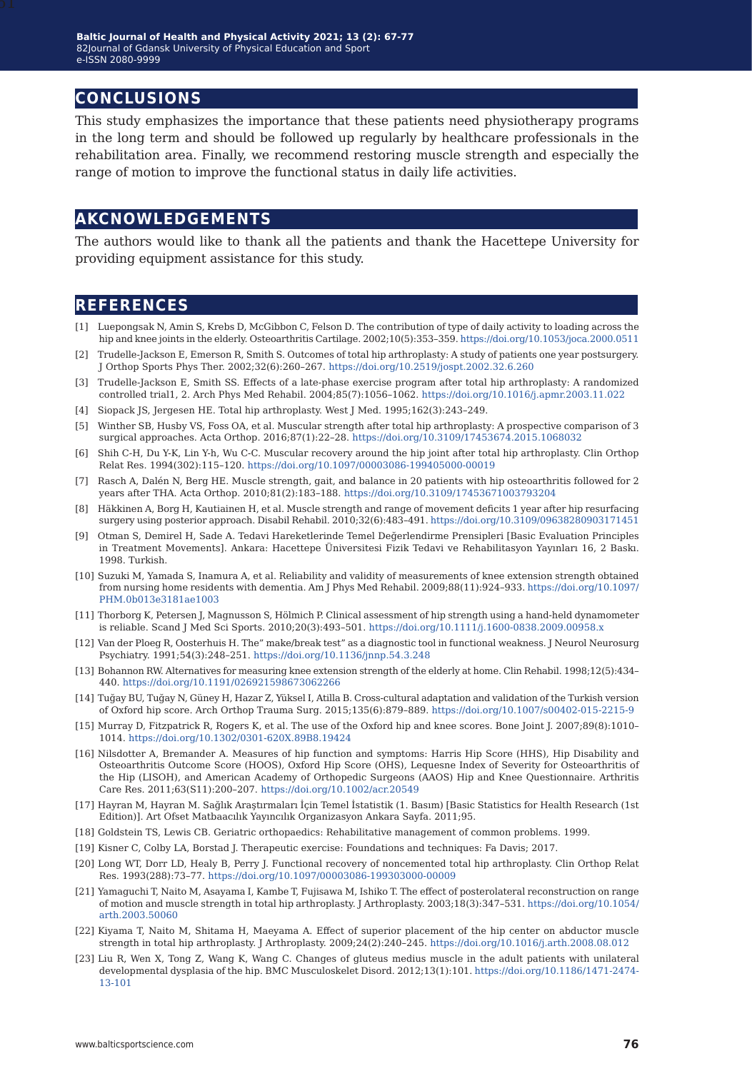## CONCLUSIONS

This study emphasizes the importance that these patients need physiotherapy programs in the long term and should be followed up regularly by healthcare professionals in the rehabilitation area. Finally, we recommend restoring muscle strength and especially the range of motion to improve the functional status in daily life activities.

## AKCNOWLEDGEMENTS

The authors would like to thank all the patients and thank the Hacettepe University for providing equipment assistance for this study.

## REFERENCES

[1] Luepongsak N, Amin S, Krebs D, McGibbon C, Felson D. The contribution of type of daily activity to loading across the hip and knee joints in the elderly. Osteoarthritis Cartilage. 2002;10(5):353–359. https://doi.org/10.1053/joca.2000.0511

[2] Trudelle-Jackson E, Emerson R, Smith S. Outcomes of total hip arthroplasty: A study of patients one year postsurgery. J Orthop Sports Phys Ther. 2002;32(6):260–267. https://doi.org/10.2519/jospt.2002.32.6.260

[3] Trudelle-Jackson E, Smith SS. Effects of a late-phase exercise program after total hip arthroplasty: A randomized controlled trial1, 2. Arch Phys Med Rehabil. 2004;85(7):1056–1062. https://doi.org/10.1016/j.apmr.2003.11.022

[4] Siopack JS, Jergesen HE. Total hip arthroplasty. West J Med. 1995;162(3):243–249.

[5] Winther SB, Husby VS, Foss OA, et al. Muscular strength after total hip arthroplasty: A prospective comparison of 3 surgical approaches. Acta Orthop. 2016;87(1):22–28. https://doi.org/10.3109/17453674.2015.1068032

[6] Shih C-H, Du Y-K, Lin Y-h, Wu C-C. Muscular recovery around the hip joint after total hip arthroplasty. Clin Orthop Relat Res. 1994(302):115–120. https://doi.org/10.1097/00003086-199405000-00019

[7] Rasch A, Dalén N, Berg HE. Muscle strength, gait, and balance in 20 patients with hip osteoarthritis followed for 2 years after THA. Acta Orthop. 2010;81(2):183–188. https://doi.org/10.3109/17453671003793204

[8] Häkkinen A, Borg H, Kautiainen H, et al. Muscle strength and range of movement deficits 1 year after hip resurfacing surgery using posterior approach. Disabil Rehabil. 2010;32(6):483–491. https://doi.org/10.3109/09638280903171451

[9] Otman S, Demirel H, Sade A. Tedavi Hareketlerinde Temel Değerlendirme Prensipleri [Basic Evaluation Principles in Treatment Movements]. Ankara: Hacettepe Üniversitesi Fizik Tedavi ve Rehabilitasyon Yayınları 16, 2 Baskı. 1998. Turkish.

[10] Suzuki M, Yamada S, Inamura A, et al. Reliability and validity of measurements of knee extension strength obtained from nursing home residents with dementia. Am J Phys Med Rehabil. 2009;88(11):924–933. https://doi.org/10.1097/PHM.0b013e3181ae1003

[11] Thorborg K, Petersen J, Magnusson S, Hölmich P. Clinical assessment of hip strength using a hand-held dynamometer is reliable. Scand J Med Sci Sports. 2010;20(3):493–501. https://doi.org/10.1111/j.1600-0838.2009.00958.x

[12] Van der Ploeg R, Oosterhuis H. The" make/break test" as a diagnostic tool in functional weakness. J Neurol Neurosurg Psychiatry. 1991;54(3):248–251. https://doi.org/10.1136/jnnp.54.3.248

[13] Bohannon RW. Alternatives for measuring knee extension strength of the elderly at home. Clin Rehabil. 1998;12(5):434–440. https://doi.org/10.1191/026921598673062266

[14] Tuğay BU, Tuğay N, Güney H, Hazar Z, Yüksel I, Atilla B. Cross-cultural adaptation and validation of the Turkish version of Oxford hip score. Arch Orthop Trauma Surg. 2015;135(6):879–889. https://doi.org/10.1007/s00402-015-2215-9

[15] Murray D, Fitzpatrick R, Rogers K, et al. The use of the Oxford hip and knee scores. Bone Joint J. 2007;89(8):1010–1014. https://doi.org/10.1302/0301-620X.89B8.19424

[16] Nilsdotter A, Bremander A. Measures of hip function and symptoms: Harris Hip Score (HHS), Hip Disability and Osteoarthritis Outcome Score (HOOS), Oxford Hip Score (OHS), Lequesne Index of Severity for Osteoarthritis of the Hip (LISOH), and American Academy of Orthopedic Surgeons (AAOS) Hip and Knee Questionnaire. Arthritis Care Res. 2011;63(S11):200–207. https://doi.org/10.1002/acr.20549

[17] Hayran M, Hayran M. Sağlık Araştırmaları İçin Temel İstatistik (1. Basım) [Basic Statistics for Health Research (1st Edition)]. Art Ofset Matbaacılık Yayıncılık Organizasyon Ankara Sayfa. 2011;95.

[18] Goldstein TS, Lewis CB. Geriatric orthopaedics: Rehabilitative management of common problems. 1999.

[19] Kisner C, Colby LA, Borstad J. Therapeutic exercise: Foundations and techniques: Fa Davis; 2017.

[20] Long WT, Dorr LD, Healy B, Perry J. Functional recovery of noncemented total hip arthroplasty. Clin Orthop Relat Res. 1993(288):73–77. https://doi.org/10.1097/00003086-199303000-00009

[21] Yamaguchi T, Naito M, Asayama I, Kambe T, Fujisawa M, Ishiko T. The effect of posterolateral reconstruction on range of motion and muscle strength in total hip arthroplasty. J Arthroplasty. 2003;18(3):347–531. https://doi.org/10.1054/arth.2003.50060

[22] Kiyama T, Naito M, Shitama H, Maeyama A. Effect of superior placement of the hip center on abductor muscle strength in total hip arthroplasty. J Arthroplasty. 2009;24(2):240–245. https://doi.org/10.1016/j.arth.2008.08.012

[23] Liu R, Wen X, Tong Z, Wang K, Wang C. Changes of gluteus medius muscle in the adult patients with unilateral developmental dysplasia of the hip. BMC Musculoskelet Disord. 2012;13(1):101. https://doi.org/10.1186/1471-2474-13-101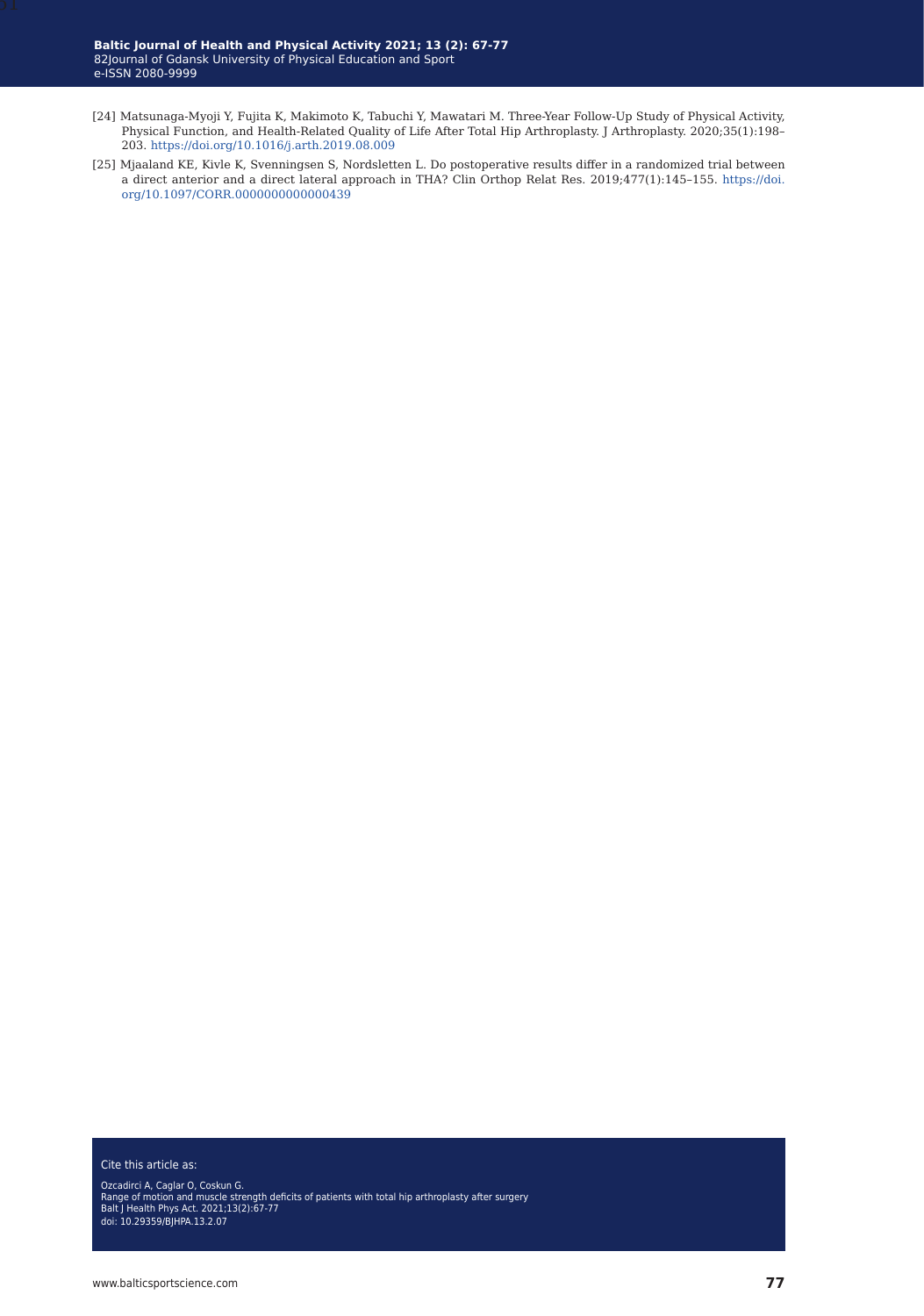[24] Matsunaga-Myoji Y, Fujita K, Makimoto K, Tabuchi Y, Mawatari M. Three-Year Follow-Up Study of Physical Activity, Physical Function, and Health-Related Quality of Life After Total Hip Arthroplasty. J Arthroplasty. 2020;35(1):198–203. https://doi.org/10.1016/j.arth.2019.08.009

[25] Mjaaland KE, Kivle K, Svenningsen S, Nordsletten L. Do postoperative results differ in a randomized trial between a direct anterior and a direct lateral approach in THA? Clin Orthop Relat Res. 2019;477(1):145–155. https://doi.org/10.1097/CORR.0000000000000439

Cite this article as:

Ozcadirci A, Caglar O, Coskun G.
Range of motion and muscle strength deficits of patients with total hip arthroplasty after surgery
Balt J Health Phys Act. 2021;13(2):67-77
doi: 10.29359/BJHPA.13.2.07